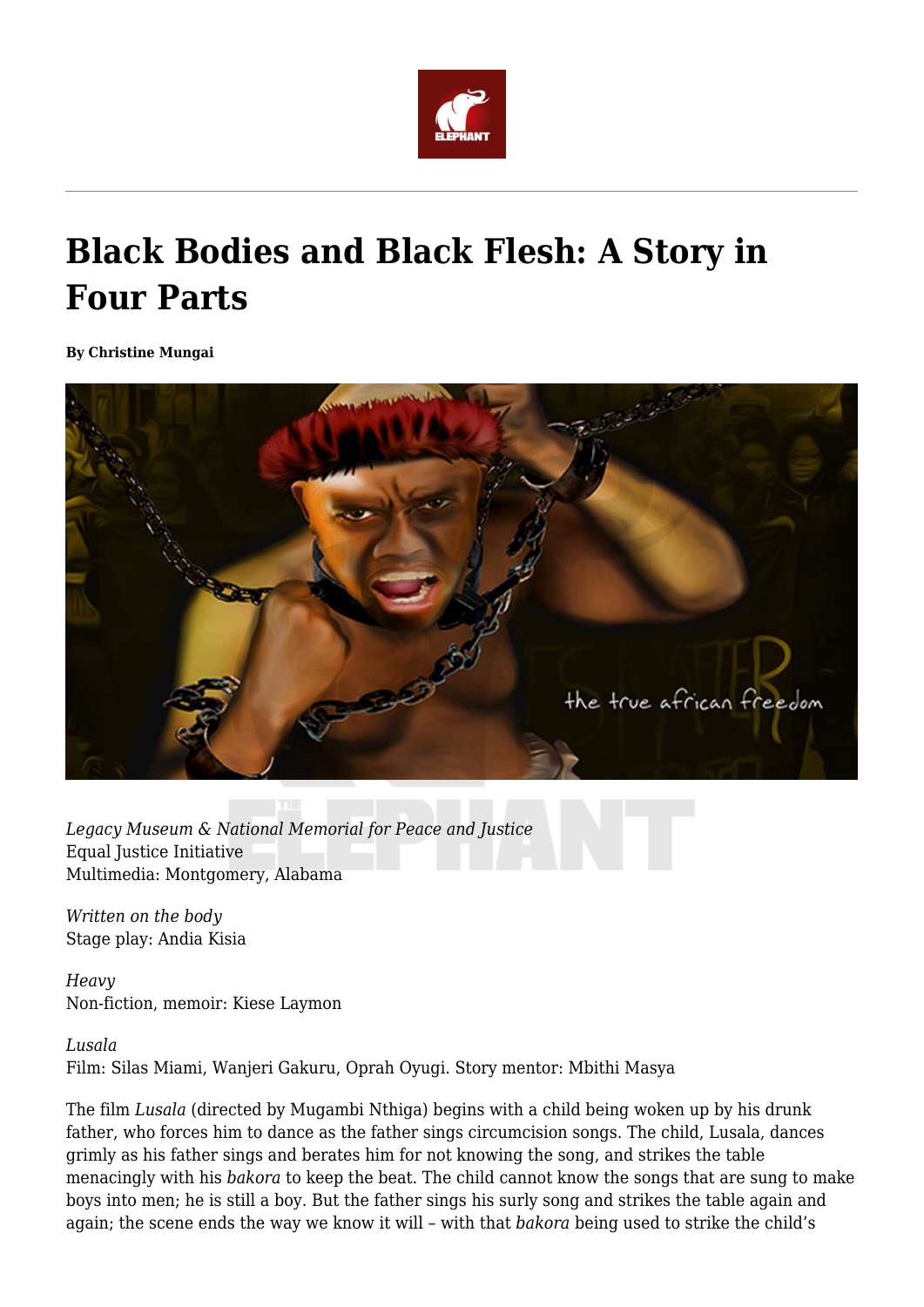# Black Bodies and Black Flesh: A Story in Four Parts

**By Christine Mungai**

*Legacy Museum & National Memorial for Peace and Justice*
Equal Justice Initiative
Multimedia: Montgomery, Alabama

*Written on the body*
Stage play: Andia Kisia

*Heavy*
Non-fiction, memoir: Kiese Laymon

*Lusala*
Film: Silas Miami, Wanjeri Gakuru, Oprah Oyugi. Story mentor: Mbithi Masya

The film *Lusala* (directed by Mugambi Nthiga) begins with a child being woken up by his drunk father, who forces him to dance as the father sings circumcision songs. The child, Lusala, dances grimly as his father sings and berates him for not knowing the song, and strikes the table menacingly with his *bakora* to keep the beat. The child cannot know the songs that are sung to make boys into men; he is still a boy. But the father sings his surly song and strikes the table again and again; the scene ends the way we know it will – with that *bakora* being used to strike the child's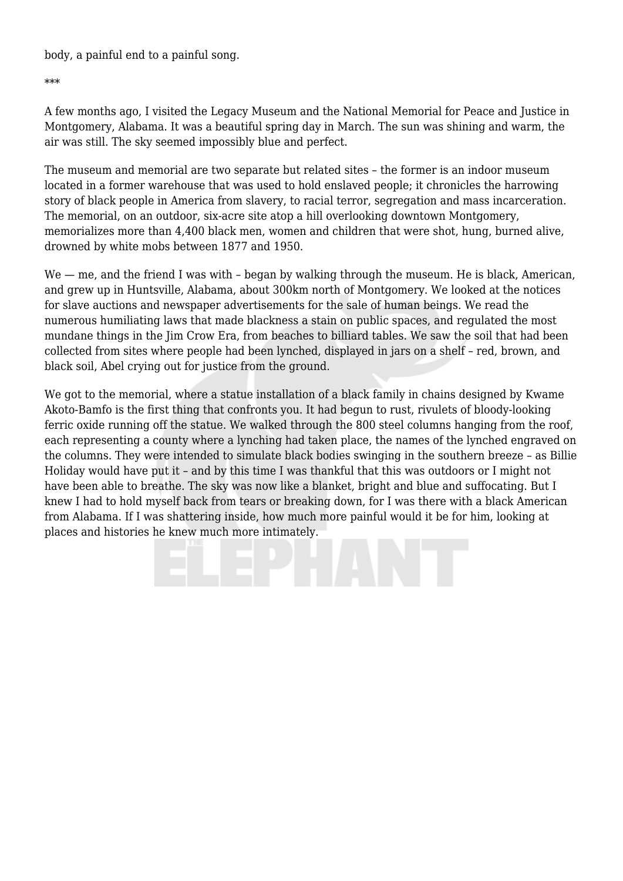body, a painful end to a painful song.

***

A few months ago, I visited the Legacy Museum and the National Memorial for Peace and Justice in Montgomery, Alabama. It was a beautiful spring day in March. The sun was shining and warm, the air was still. The sky seemed impossibly blue and perfect.

The museum and memorial are two separate but related sites – the former is an indoor museum located in a former warehouse that was used to hold enslaved people; it chronicles the harrowing story of black people in America from slavery, to racial terror, segregation and mass incarceration. The memorial, on an outdoor, six-acre site atop a hill overlooking downtown Montgomery, memorializes more than 4,400 black men, women and children that were shot, hung, burned alive, drowned by white mobs between 1877 and 1950.

We — me, and the friend I was with – began by walking through the museum. He is black, American, and grew up in Huntsville, Alabama, about 300km north of Montgomery. We looked at the notices for slave auctions and newspaper advertisements for the sale of human beings. We read the numerous humiliating laws that made blackness a stain on public spaces, and regulated the most mundane things in the Jim Crow Era, from beaches to billiard tables. We saw the soil that had been collected from sites where people had been lynched, displayed in jars on a shelf – red, brown, and black soil, Abel crying out for justice from the ground.

We got to the memorial, where a statue installation of a black family in chains designed by Kwame Akoto-Bamfo is the first thing that confronts you. It had begun to rust, rivulets of bloody-looking ferric oxide running off the statue. We walked through the 800 steel columns hanging from the roof, each representing a county where a lynching had taken place, the names of the lynched engraved on the columns. They were intended to simulate black bodies swinging in the southern breeze – as Billie Holiday would have put it – and by this time I was thankful that this was outdoors or I might not have been able to breathe. The sky was now like a blanket, bright and blue and suffocating. But I knew I had to hold myself back from tears or breaking down, for I was there with a black American from Alabama. If I was shattering inside, how much more painful would it be for him, looking at places and histories he knew much more intimately.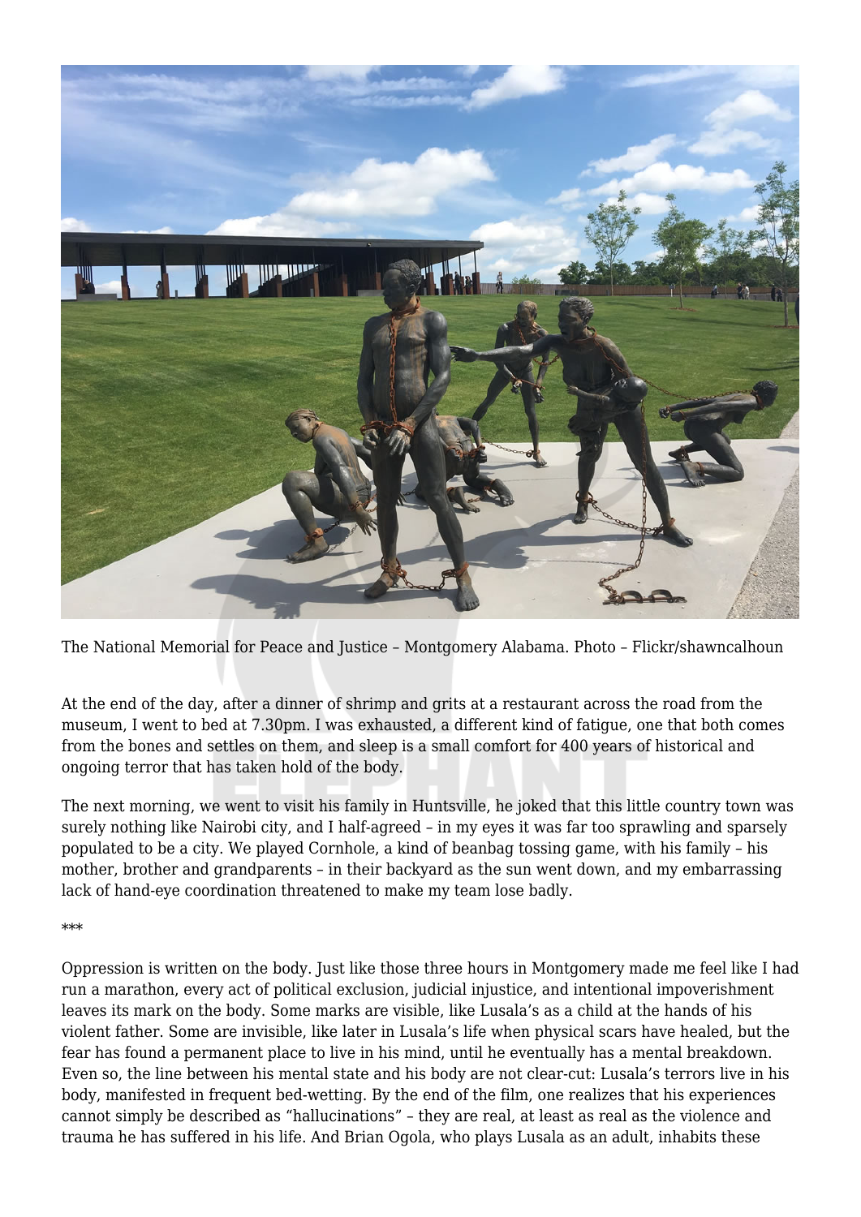The National Memorial for Peace and Justice – Montgomery Alabama. Photo – Flickr/shawncalhoun

At the end of the day, after a dinner of shrimp and grits at a restaurant across the road from the museum, I went to bed at 7.30pm. I was exhausted, a different kind of fatigue, one that both comes from the bones and settles on them, and sleep is a small comfort for 400 years of historical and ongoing terror that has taken hold of the body.

The next morning, we went to visit his family in Huntsville, he joked that this little country town was surely nothing like Nairobi city, and I half-agreed – in my eyes it was far too sprawling and sparsely populated to be a city. We played Cornhole, a kind of beanbag tossing game, with his family – his mother, brother and grandparents – in their backyard as the sun went down, and my embarrassing lack of hand-eye coordination threatened to make my team lose badly.

***

Oppression is written on the body. Just like those three hours in Montgomery made me feel like I had run a marathon, every act of political exclusion, judicial injustice, and intentional impoverishment leaves its mark on the body. Some marks are visible, like Lusala's as a child at the hands of his violent father. Some are invisible, like later in Lusala's life when physical scars have healed, but the fear has found a permanent place to live in his mind, until he eventually has a mental breakdown. Even so, the line between his mental state and his body are not clear-cut: Lusala's terrors live in his body, manifested in frequent bed-wetting. By the end of the film, one realizes that his experiences cannot simply be described as "hallucinations" – they are real, at least as real as the violence and trauma he has suffered in his life. And Brian Ogola, who plays Lusala as an adult, inhabits these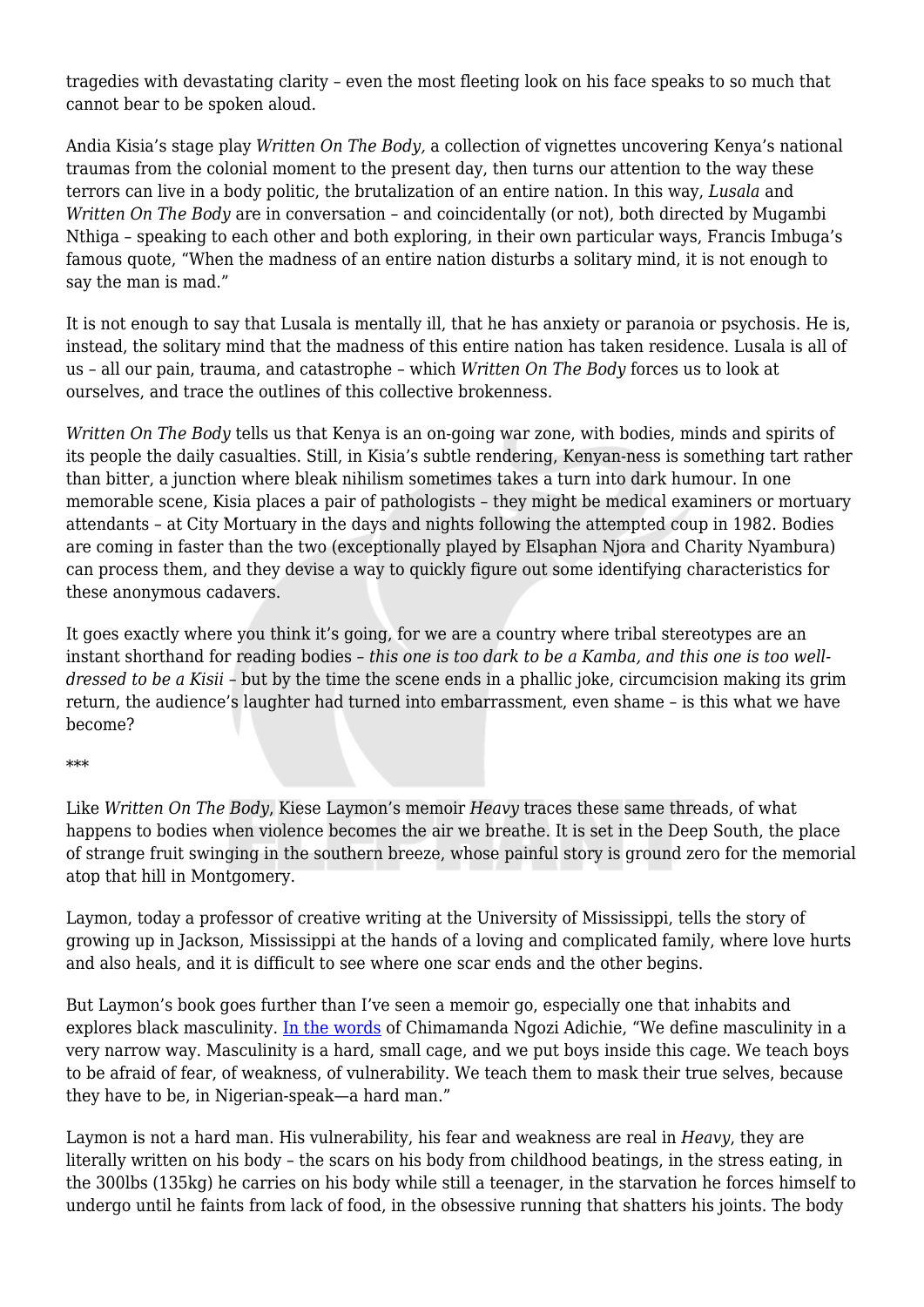tragedies with devastating clarity – even the most fleeting look on his face speaks to so much that cannot bear to be spoken aloud.

Andia Kisia's stage play *Written On The Body,* a collection of vignettes uncovering Kenya's national traumas from the colonial moment to the present day, then turns our attention to the way these terrors can live in a body politic, the brutalization of an entire nation. In this way, *Lusala* and *Written On The Body* are in conversation – and coincidentally (or not), both directed by Mugambi Nthiga – speaking to each other and both exploring, in their own particular ways, Francis Imbuga's famous quote, "When the madness of an entire nation disturbs a solitary mind, it is not enough to say the man is mad."

It is not enough to say that Lusala is mentally ill, that he has anxiety or paranoia or psychosis. He is, instead, the solitary mind that the madness of this entire nation has taken residence. Lusala is all of us – all our pain, trauma, and catastrophe – which *Written On The Body* forces us to look at ourselves, and trace the outlines of this collective brokenness.

*Written On The Body* tells us that Kenya is an on-going war zone, with bodies, minds and spirits of its people the daily casualties. Still, in Kisia's subtle rendering, Kenyan-ness is something tart rather than bitter, a junction where bleak nihilism sometimes takes a turn into dark humour. In one memorable scene, Kisia places a pair of pathologists – they might be medical examiners or mortuary attendants – at City Mortuary in the days and nights following the attempted coup in 1982. Bodies are coming in faster than the two (exceptionally played by Elsaphan Njora and Charity Nyambura) can process them, and they devise a way to quickly figure out some identifying characteristics for these anonymous cadavers.

It goes exactly where you think it's going, for we are a country where tribal stereotypes are an instant shorthand for reading bodies – *this one is too dark to be a Kamba, and this one is too well-dressed to be a Kisii* – but by the time the scene ends in a phallic joke, circumcision making its grim return, the audience's laughter had turned into embarrassment, even shame – is this what we have become?

\*\*\*

Like *Written On The Body*, Kiese Laymon's memoir *Heavy* traces these same threads, of what happens to bodies when violence becomes the air we breathe. It is set in the Deep South, the place of strange fruit swinging in the southern breeze, whose painful story is ground zero for the memorial atop that hill in Montgomery.

Laymon, today a professor of creative writing at the University of Mississippi, tells the story of growing up in Jackson, Mississippi at the hands of a loving and complicated family, where love hurts and also heals, and it is difficult to see where one scar ends and the other begins.

But Laymon's book goes further than I've seen a memoir go, especially one that inhabits and explores black masculinity. In the words of Chimamanda Ngozi Adichie, "We define masculinity in a very narrow way. Masculinity is a hard, small cage, and we put boys inside this cage. We teach boys to be afraid of fear, of weakness, of vulnerability. We teach them to mask their true selves, because they have to be, in Nigerian-speak—a hard man."

Laymon is not a hard man. His vulnerability, his fear and weakness are real in *Heavy*, they are literally written on his body – the scars on his body from childhood beatings, in the stress eating, in the 300lbs (135kg) he carries on his body while still a teenager, in the starvation he forces himself to undergo until he faints from lack of food, in the obsessive running that shatters his joints. The body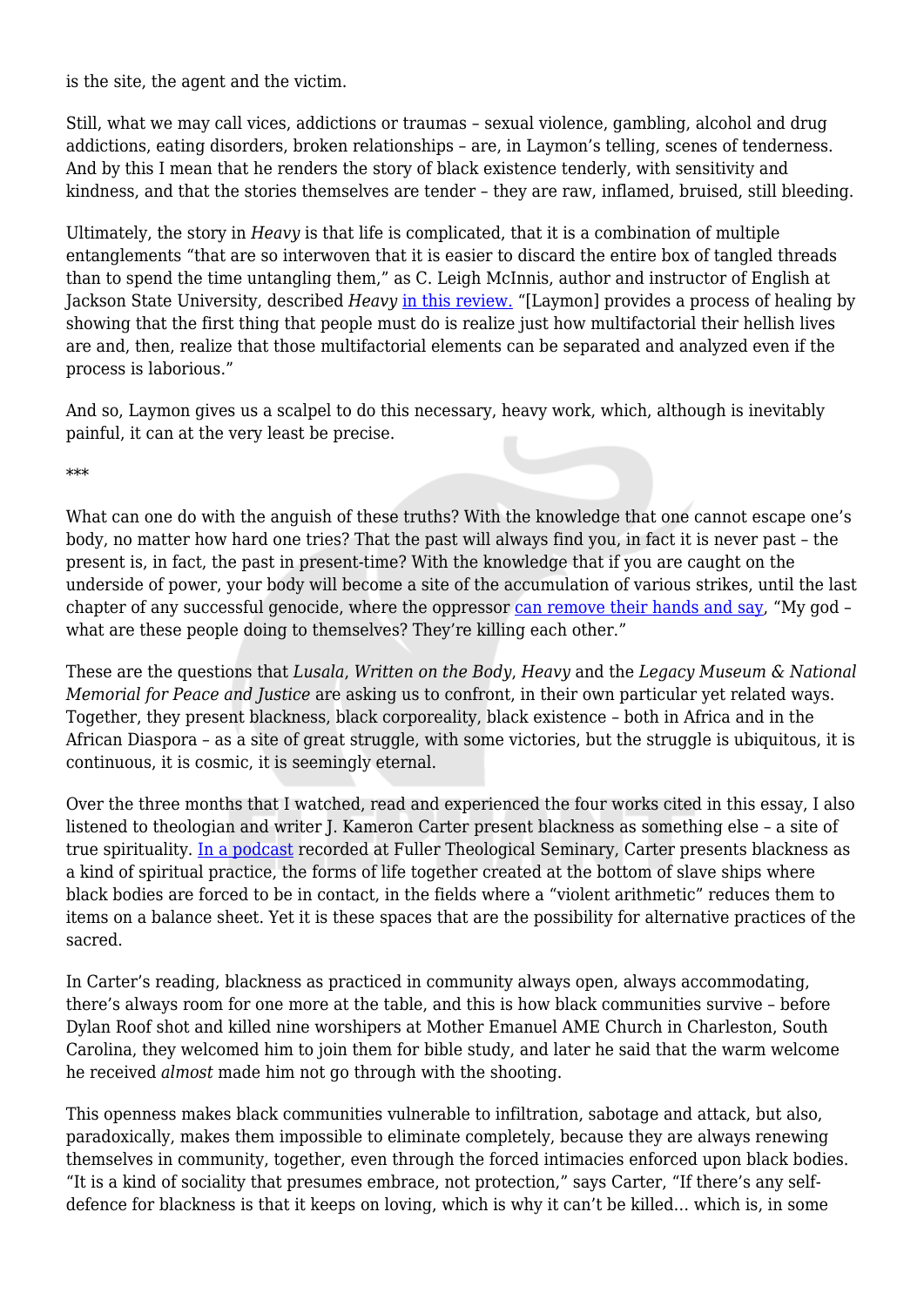is the site, the agent and the victim.

Still, what we may call vices, addictions or traumas – sexual violence, gambling, alcohol and drug addictions, eating disorders, broken relationships – are, in Laymon's telling, scenes of tenderness. And by this I mean that he renders the story of black existence tenderly, with sensitivity and kindness, and that the stories themselves are tender – they are raw, inflamed, bruised, still bleeding.

Ultimately, the story in *Heavy* is that life is complicated, that it is a combination of multiple entanglements "that are so interwoven that it is easier to discard the entire box of tangled threads than to spend the time untangling them," as C. Leigh McInnis, author and instructor of English at Jackson State University, described *Heavy* in this review. "[Laymon] provides a process of healing by showing that the first thing that people must do is realize just how multifactorial their hellish lives are and, then, realize that those multifactorial elements can be separated and analyzed even if the process is laborious."

And so, Laymon gives us a scalpel to do this necessary, heavy work, which, although is inevitably painful, it can at the very least be precise.

***

What can one do with the anguish of these truths? With the knowledge that one cannot escape one's body, no matter how hard one tries? That the past will always find you, in fact it is never past – the present is, in fact, the past in present-time? With the knowledge that if you are caught on the underside of power, your body will become a site of the accumulation of various strikes, until the last chapter of any successful genocide, where the oppressor can remove their hands and say, "My god – what are these people doing to themselves? They're killing each other."

These are the questions that *Lusala*, *Written on the Body*, *Heavy* and the *Legacy Museum & National Memorial for Peace and Justice* are asking us to confront, in their own particular yet related ways. Together, they present blackness, black corporeality, black existence – both in Africa and in the African Diaspora – as a site of great struggle, with some victories, but the struggle is ubiquitous, it is continuous, it is cosmic, it is seemingly eternal.

Over the three months that I watched, read and experienced the four works cited in this essay, I also listened to theologian and writer J. Kameron Carter present blackness as something else – a site of true spirituality. In a podcast recorded at Fuller Theological Seminary, Carter presents blackness as a kind of spiritual practice, the forms of life together created at the bottom of slave ships where black bodies are forced to be in contact, in the fields where a "violent arithmetic" reduces them to items on a balance sheet. Yet it is these spaces that are the possibility for alternative practices of the sacred.

In Carter's reading, blackness as practiced in community always open, always accommodating, there's always room for one more at the table, and this is how black communities survive – before Dylan Roof shot and killed nine worshipers at Mother Emanuel AME Church in Charleston, South Carolina, they welcomed him to join them for bible study, and later he said that the warm welcome he received *almost* made him not go through with the shooting.

This openness makes black communities vulnerable to infiltration, sabotage and attack, but also, paradoxically, makes them impossible to eliminate completely, because they are always renewing themselves in community, together, even through the forced intimacies enforced upon black bodies. "It is a kind of sociality that presumes embrace, not protection," says Carter, "If there's any self-defence for blackness is that it keeps on loving, which is why it can't be killed… which is, in some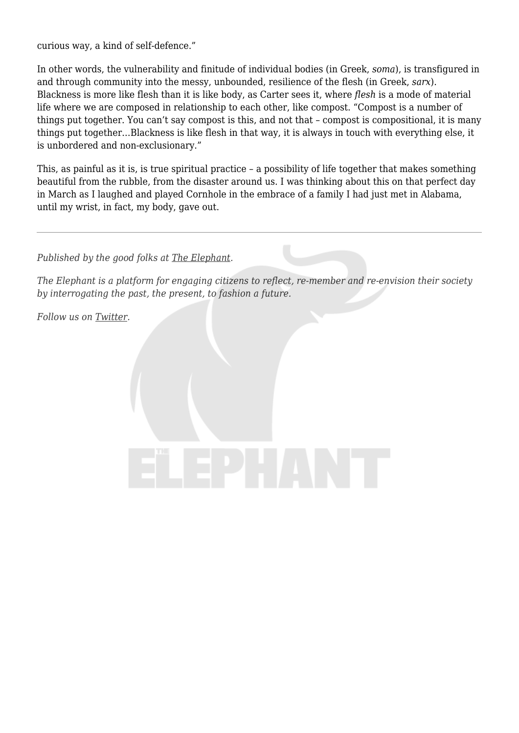curious way, a kind of self-defence."

In other words, the vulnerability and finitude of individual bodies (in Greek, *soma*), is transfigured in and through community into the messy, unbounded, resilience of the flesh (in Greek, *sarx*). Blackness is more like flesh than it is like body, as Carter sees it, where *flesh* is a mode of material life where we are composed in relationship to each other, like compost. "Compost is a number of things put together. You can't say compost is this, and not that – compost is compositional, it is many things put together…Blackness is like flesh in that way, it is always in touch with everything else, it is unbordered and non-exclusionary."

This, as painful as it is, is true spiritual practice – a possibility of life together that makes something beautiful from the rubble, from the disaster around us. I was thinking about this on that perfect day in March as I laughed and played Cornhole in the embrace of a family I had just met in Alabama, until my wrist, in fact, my body, gave out.

---

*Published by the good folks at The Elephant.*

*The Elephant is a platform for engaging citizens to reflect, re-member and re-envision their society by interrogating the past, the present, to fashion a future.*

*Follow us on Twitter.*